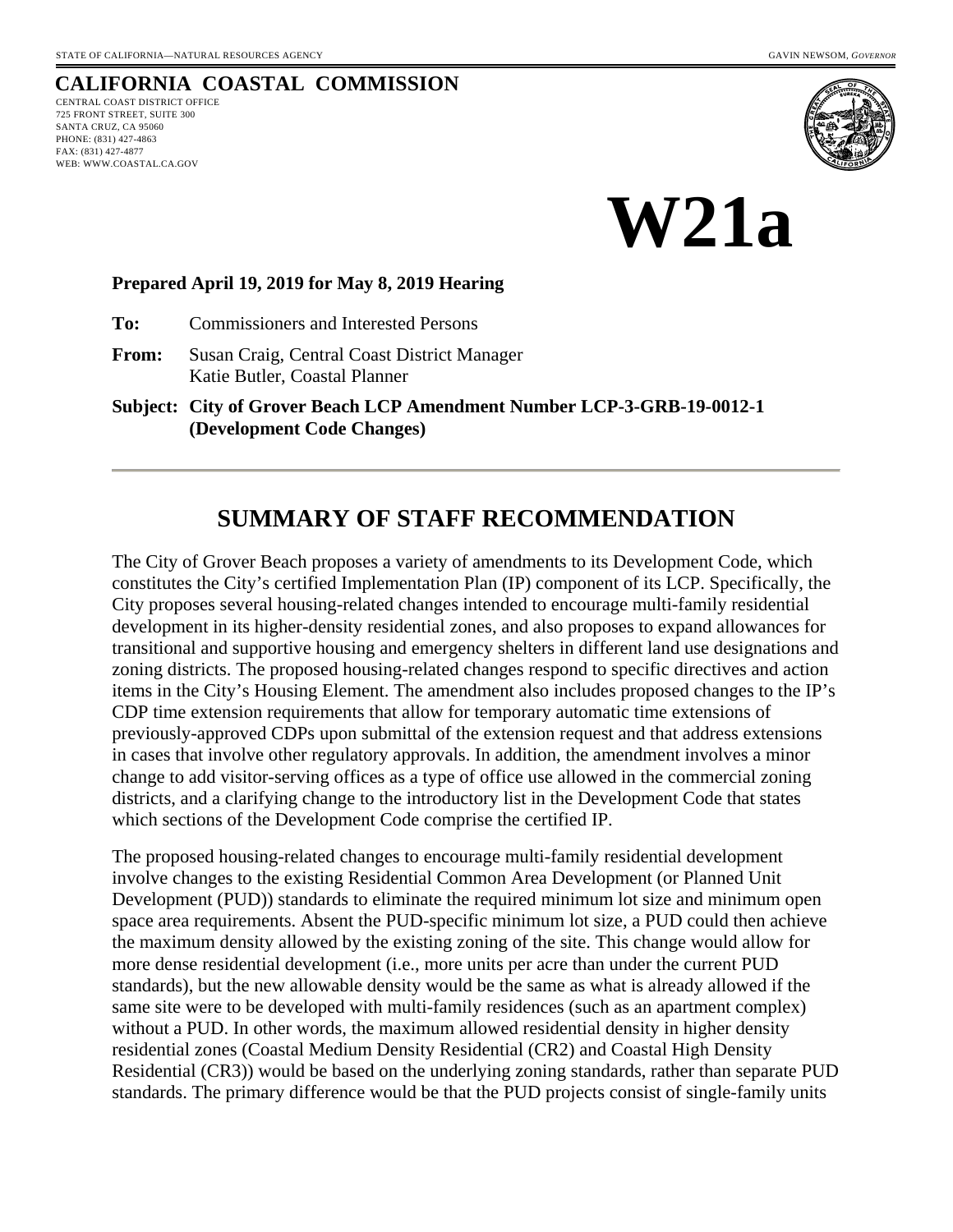STATE OF CALIFORNIA—NATURAL RESOURCES AGENCY GAVIN NEWSOM, *GOVERNOR*

# CALIFORNIA COASTAL COMMISSION

CENTRAL COAST DISTRICT OFFICE
725 FRONT STREET, SUITE 300
SANTA CRUZ, CA 95060
PHONE: (831) 427-4863
FAX: (831) 427-4877
WEB: WWW.COASTAL.CA.GOV

# W21a

**Prepared April 19, 2019 for May 8, 2019 Hearing**

**To:** Commissioners and Interested Persons

**From:** Susan Craig, Central Coast District Manager
Katie Butler, Coastal Planner

**Subject: City of Grover Beach LCP Amendment Number LCP-3-GRB-19-0012-1 (Development Code Changes)**

## SUMMARY OF STAFF RECOMMENDATION

The City of Grover Beach proposes a variety of amendments to its Development Code, which constitutes the City's certified Implementation Plan (IP) component of its LCP. Specifically, the City proposes several housing-related changes intended to encourage multi-family residential development in its higher-density residential zones, and also proposes to expand allowances for transitional and supportive housing and emergency shelters in different land use designations and zoning districts. The proposed housing-related changes respond to specific directives and action items in the City's Housing Element. The amendment also includes proposed changes to the IP's CDP time extension requirements that allow for temporary automatic time extensions of previously-approved CDPs upon submittal of the extension request and that address extensions in cases that involve other regulatory approvals. In addition, the amendment involves a minor change to add visitor-serving offices as a type of office use allowed in the commercial zoning districts, and a clarifying change to the introductory list in the Development Code that states which sections of the Development Code comprise the certified IP.

The proposed housing-related changes to encourage multi-family residential development involve changes to the existing Residential Common Area Development (or Planned Unit Development (PUD)) standards to eliminate the required minimum lot size and minimum open space area requirements. Absent the PUD-specific minimum lot size, a PUD could then achieve the maximum density allowed by the existing zoning of the site. This change would allow for more dense residential development (i.e., more units per acre than under the current PUD standards), but the new allowable density would be the same as what is already allowed if the same site were to be developed with multi-family residences (such as an apartment complex) without a PUD. In other words, the maximum allowed residential density in higher density residential zones (Coastal Medium Density Residential (CR2) and Coastal High Density Residential (CR3)) would be based on the underlying zoning standards, rather than separate PUD standards. The primary difference would be that the PUD projects consist of single-family units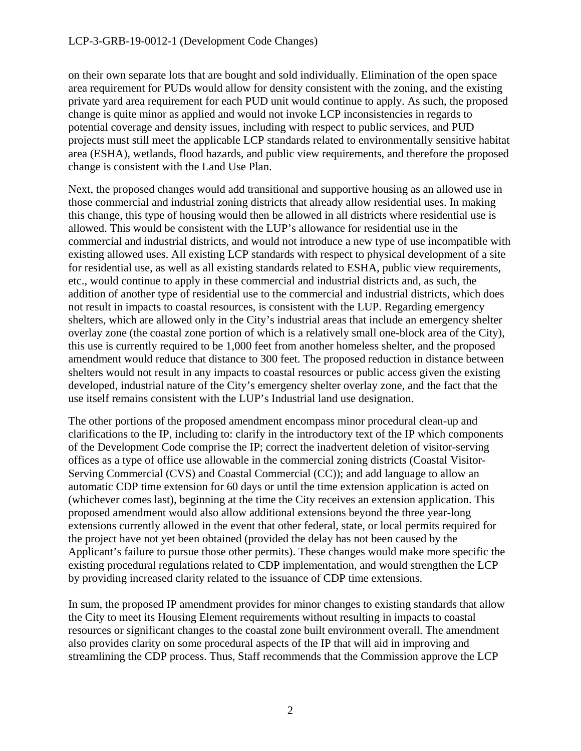on their own separate lots that are bought and sold individually. Elimination of the open space area requirement for PUDs would allow for density consistent with the zoning, and the existing private yard area requirement for each PUD unit would continue to apply. As such, the proposed change is quite minor as applied and would not invoke LCP inconsistencies in regards to potential coverage and density issues, including with respect to public services, and PUD projects must still meet the applicable LCP standards related to environmentally sensitive habitat area (ESHA), wetlands, flood hazards, and public view requirements, and therefore the proposed change is consistent with the Land Use Plan.

Next, the proposed changes would add transitional and supportive housing as an allowed use in those commercial and industrial zoning districts that already allow residential uses. In making this change, this type of housing would then be allowed in all districts where residential use is allowed. This would be consistent with the LUP's allowance for residential use in the commercial and industrial districts, and would not introduce a new type of use incompatible with existing allowed uses. All existing LCP standards with respect to physical development of a site for residential use, as well as all existing standards related to ESHA, public view requirements, etc., would continue to apply in these commercial and industrial districts and, as such, the addition of another type of residential use to the commercial and industrial districts, which does not result in impacts to coastal resources, is consistent with the LUP. Regarding emergency shelters, which are allowed only in the City's industrial areas that include an emergency shelter overlay zone (the coastal zone portion of which is a relatively small one-block area of the City), this use is currently required to be 1,000 feet from another homeless shelter, and the proposed amendment would reduce that distance to 300 feet. The proposed reduction in distance between shelters would not result in any impacts to coastal resources or public access given the existing developed, industrial nature of the City's emergency shelter overlay zone, and the fact that the use itself remains consistent with the LUP's Industrial land use designation.

The other portions of the proposed amendment encompass minor procedural clean-up and clarifications to the IP, including to: clarify in the introductory text of the IP which components of the Development Code comprise the IP; correct the inadvertent deletion of visitor-serving offices as a type of office use allowable in the commercial zoning districts (Coastal Visitor-Serving Commercial (CVS) and Coastal Commercial (CC)); and add language to allow an automatic CDP time extension for 60 days or until the time extension application is acted on (whichever comes last), beginning at the time the City receives an extension application. This proposed amendment would also allow additional extensions beyond the three year-long extensions currently allowed in the event that other federal, state, or local permits required for the project have not yet been obtained (provided the delay has not been caused by the Applicant's failure to pursue those other permits). These changes would make more specific the existing procedural regulations related to CDP implementation, and would strengthen the LCP by providing increased clarity related to the issuance of CDP time extensions.

In sum, the proposed IP amendment provides for minor changes to existing standards that allow the City to meet its Housing Element requirements without resulting in impacts to coastal resources or significant changes to the coastal zone built environment overall. The amendment also provides clarity on some procedural aspects of the IP that will aid in improving and streamlining the CDP process. Thus, Staff recommends that the Commission approve the LCP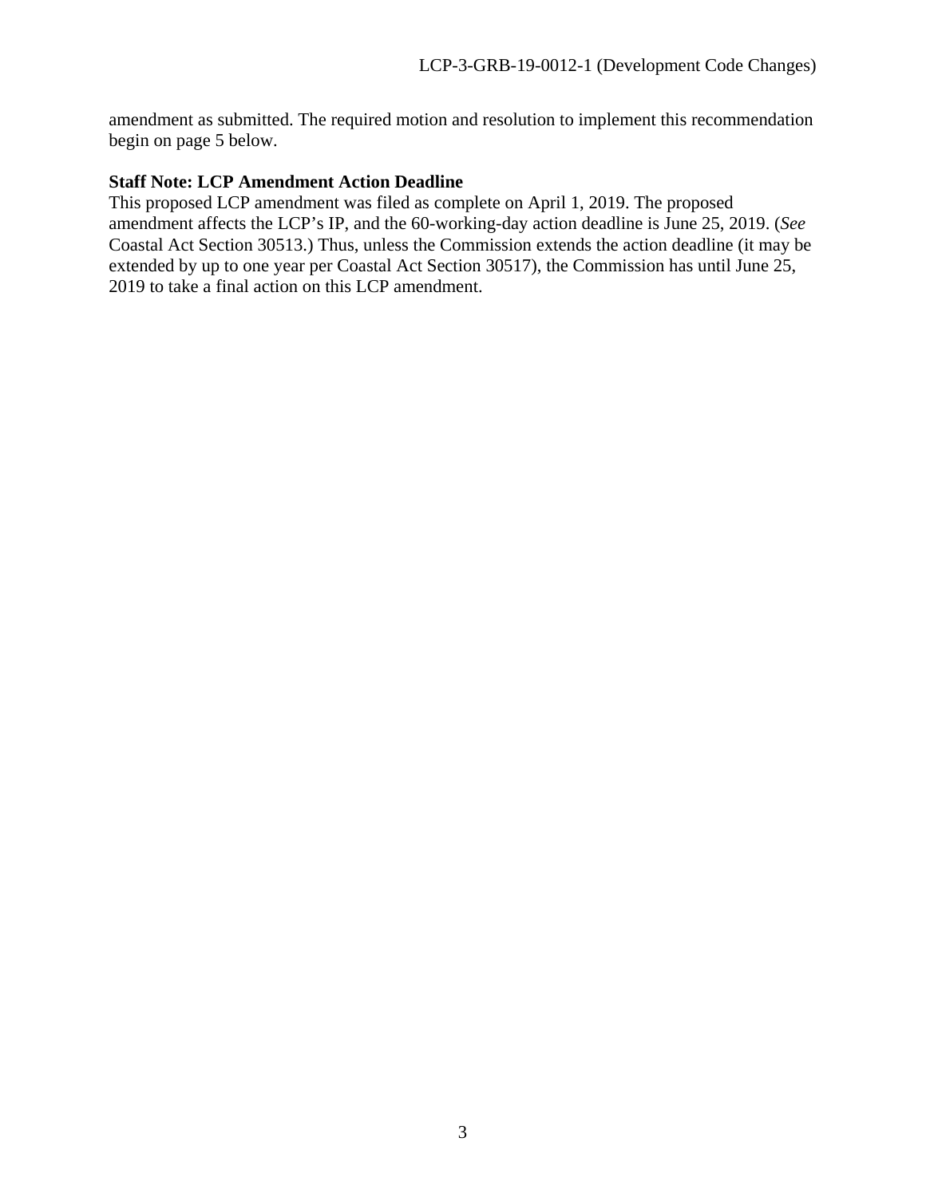amendment as submitted. The required motion and resolution to implement this recommendation begin on page 5 below.

**Staff Note: LCP Amendment Action Deadline**

This proposed LCP amendment was filed as complete on April 1, 2019. The proposed amendment affects the LCP's IP, and the 60-working-day action deadline is June 25, 2019. (*See* Coastal Act Section 30513.) Thus, unless the Commission extends the action deadline (it may be extended by up to one year per Coastal Act Section 30517), the Commission has until June 25, 2019 to take a final action on this LCP amendment.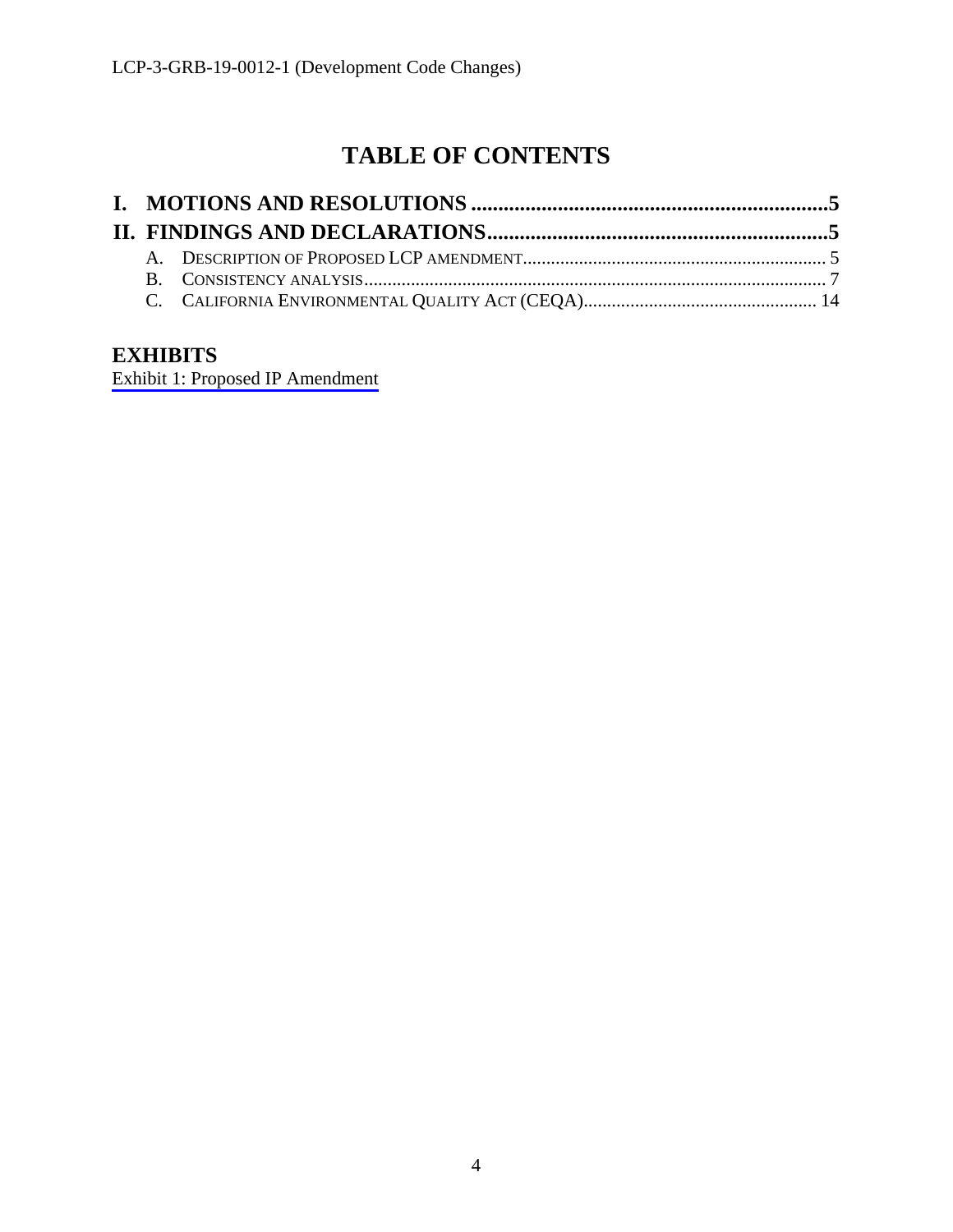# TABLE OF CONTENTS

**I. MOTIONS AND RESOLUTIONS ......................................................................5**

**II. FINDINGS AND DECLARATIONS...................................................................5**

A. DESCRIPTION OF PROPOSED LCP AMENDMENT............................................................. 5

B. CONSISTENCY ANALYSIS.......................................................................................... 7

C. CALIFORNIA ENVIRONMENTAL QUALITY ACT (CEQA)............................................... 14

## EXHIBITS

Exhibit 1: Proposed IP Amendment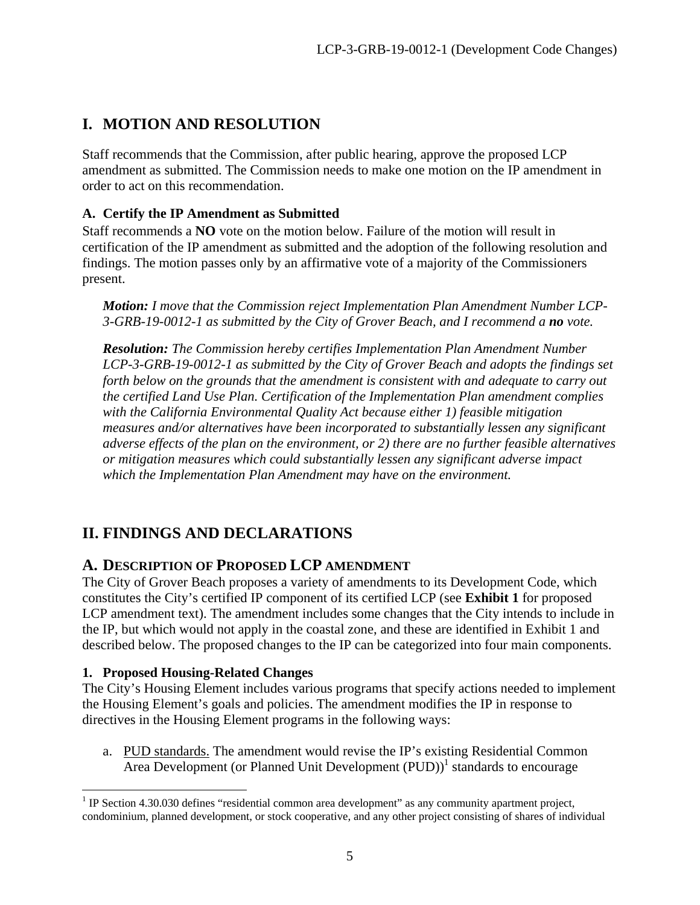# I. MOTION AND RESOLUTION

Staff recommends that the Commission, after public hearing, approve the proposed LCP amendment as submitted. The Commission needs to make one motion on the IP amendment in order to act on this recommendation.

### A. Certify the IP Amendment as Submitted

Staff recommends a **NO** vote on the motion below. Failure of the motion will result in certification of the IP amendment as submitted and the adoption of the following resolution and findings. The motion passes only by an affirmative vote of a majority of the Commissioners present.

> ***Motion:*** *I move that the Commission reject Implementation Plan Amendment Number LCP-3-GRB-19-0012-1 as submitted by the City of Grover Beach, and I recommend a **no** vote.*
>
> ***Resolution:*** *The Commission hereby certifies Implementation Plan Amendment Number LCP-3-GRB-19-0012-1 as submitted by the City of Grover Beach and adopts the findings set forth below on the grounds that the amendment is consistent with and adequate to carry out the certified Land Use Plan. Certification of the Implementation Plan amendment complies with the California Environmental Quality Act because either 1) feasible mitigation measures and/or alternatives have been incorporated to substantially lessen any significant adverse effects of the plan on the environment, or 2) there are no further feasible alternatives or mitigation measures which could substantially lessen any significant adverse impact which the Implementation Plan Amendment may have on the environment.*

# II. FINDINGS AND DECLARATIONS

## A. DESCRIPTION OF PROPOSED LCP AMENDMENT

The City of Grover Beach proposes a variety of amendments to its Development Code, which constitutes the City's certified IP component of its certified LCP (see **Exhibit 1** for proposed LCP amendment text). The amendment includes some changes that the City intends to include in the IP, but which would not apply in the coastal zone, and these are identified in Exhibit 1 and described below. The proposed changes to the IP can be categorized into four main components.

### 1. Proposed Housing-Related Changes

The City's Housing Element includes various programs that specify actions needed to implement the Housing Element's goals and policies. The amendment modifies the IP in response to directives in the Housing Element programs in the following ways:

a. <u>PUD standards.</u> The amendment would revise the IP's existing Residential Common Area Development (or Planned Unit Development (PUD))[1] standards to encourage

[1] IP Section 4.30.030 defines "residential common area development" as any community apartment project, condominium, planned development, or stock cooperative, and any other project consisting of shares of individual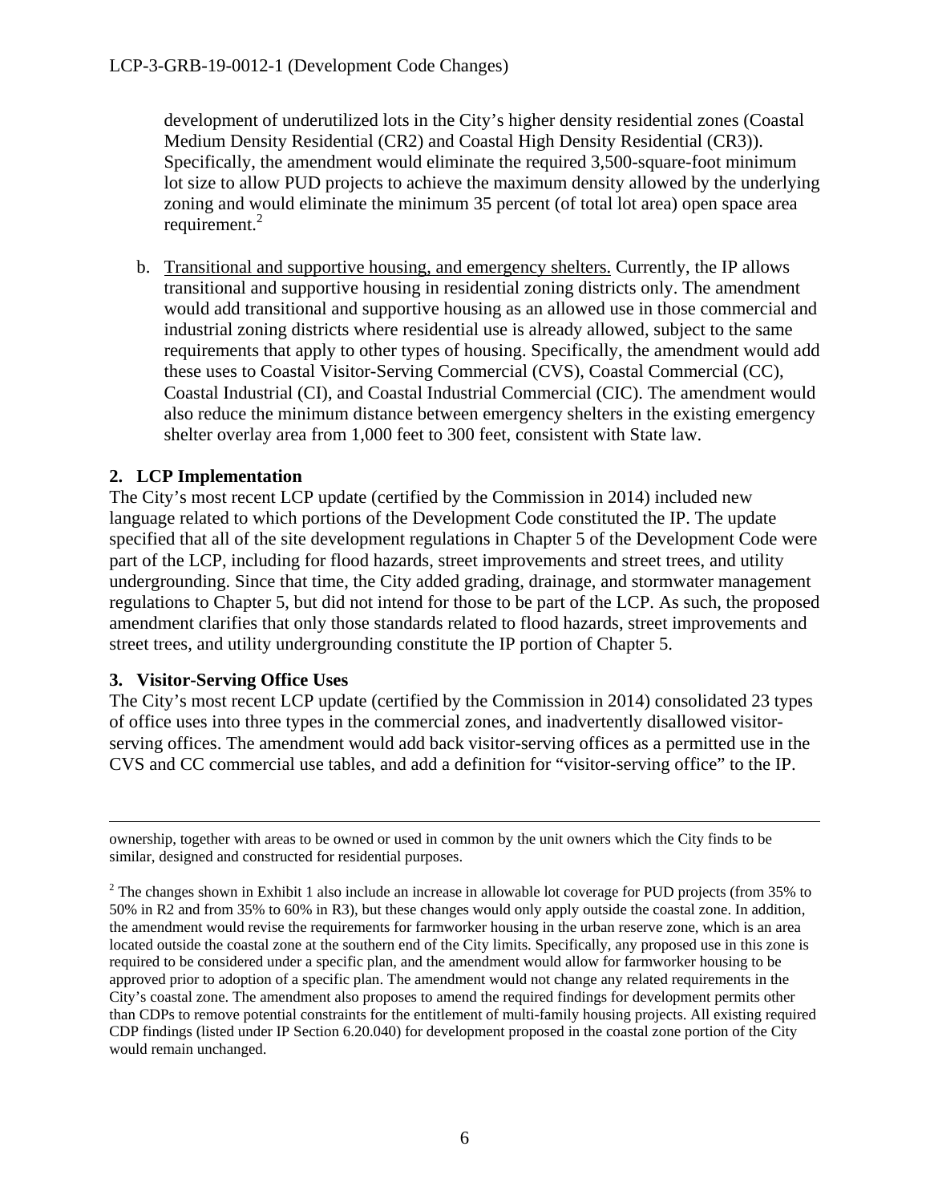development of underutilized lots in the City's higher density residential zones (Coastal Medium Density Residential (CR2) and Coastal High Density Residential (CR3)). Specifically, the amendment would eliminate the required 3,500-square-foot minimum lot size to allow PUD projects to achieve the maximum density allowed by the underlying zoning and would eliminate the minimum 35 percent (of total lot area) open space area requirement.[2]

b. Transitional and supportive housing, and emergency shelters. Currently, the IP allows transitional and supportive housing in residential zoning districts only. The amendment would add transitional and supportive housing as an allowed use in those commercial and industrial zoning districts where residential use is already allowed, subject to the same requirements that apply to other types of housing. Specifically, the amendment would add these uses to Coastal Visitor-Serving Commercial (CVS), Coastal Commercial (CC), Coastal Industrial (CI), and Coastal Industrial Commercial (CIC). The amendment would also reduce the minimum distance between emergency shelters in the existing emergency shelter overlay area from 1,000 feet to 300 feet, consistent with State law.

**2. LCP Implementation**

The City's most recent LCP update (certified by the Commission in 2014) included new language related to which portions of the Development Code constituted the IP. The update specified that all of the site development regulations in Chapter 5 of the Development Code were part of the LCP, including for flood hazards, street improvements and street trees, and utility undergrounding. Since that time, the City added grading, drainage, and stormwater management regulations to Chapter 5, but did not intend for those to be part of the LCP. As such, the proposed amendment clarifies that only those standards related to flood hazards, street improvements and street trees, and utility undergrounding constitute the IP portion of Chapter 5.

**3. Visitor-Serving Office Uses**

The City's most recent LCP update (certified by the Commission in 2014) consolidated 23 types of office uses into three types in the commercial zones, and inadvertently disallowed visitor-serving offices. The amendment would add back visitor-serving offices as a permitted use in the CVS and CC commercial use tables, and add a definition for "visitor-serving office" to the IP.

---

ownership, together with areas to be owned or used in common by the unit owners which the City finds to be similar, designed and constructed for residential purposes.

[2] The changes shown in Exhibit 1 also include an increase in allowable lot coverage for PUD projects (from 35% to 50% in R2 and from 35% to 60% in R3), but these changes would only apply outside the coastal zone. In addition, the amendment would revise the requirements for farmworker housing in the urban reserve zone, which is an area located outside the coastal zone at the southern end of the City limits. Specifically, any proposed use in this zone is required to be considered under a specific plan, and the amendment would allow for farmworker housing to be approved prior to adoption of a specific plan. The amendment would not change any related requirements in the City's coastal zone. The amendment also proposes to amend the required findings for development permits other than CDPs to remove potential constraints for the entitlement of multi-family housing projects. All existing required CDP findings (listed under IP Section 6.20.040) for development proposed in the coastal zone portion of the City would remain unchanged.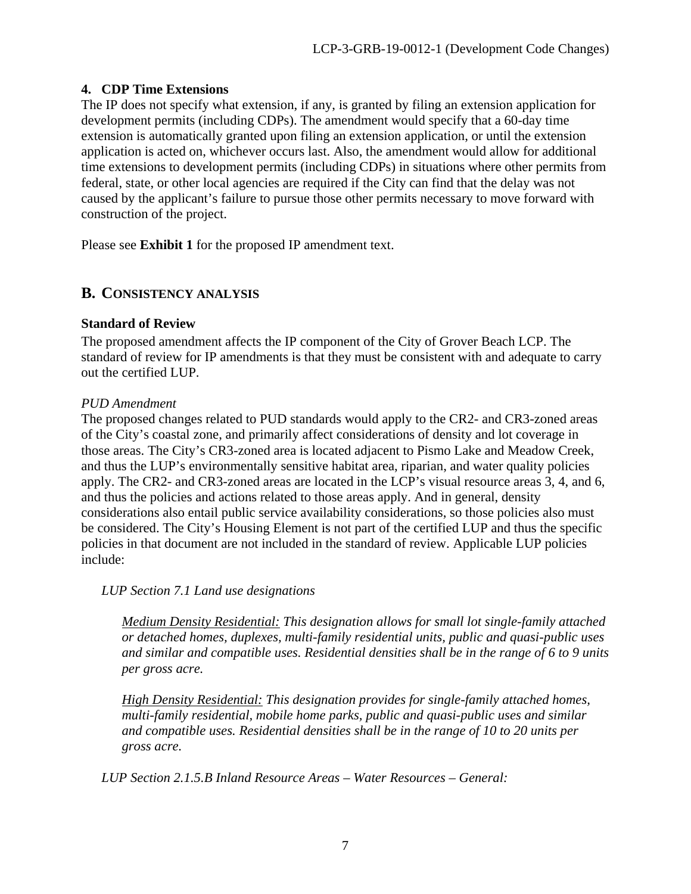### 4. CDP Time Extensions

The IP does not specify what extension, if any, is granted by filing an extension application for development permits (including CDPs). The amendment would specify that a 60-day time extension is automatically granted upon filing an extension application, or until the extension application is acted on, whichever occurs last. Also, the amendment would allow for additional time extensions to development permits (including CDPs) in situations where other permits from federal, state, or other local agencies are required if the City can find that the delay was not caused by the applicant's failure to pursue those other permits necessary to move forward with construction of the project.

Please see **Exhibit 1** for the proposed IP amendment text.

## B. CONSISTENCY ANALYSIS

### Standard of Review

The proposed amendment affects the IP component of the City of Grover Beach LCP. The standard of review for IP amendments is that they must be consistent with and adequate to carry out the certified LUP.

*PUD Amendment*

The proposed changes related to PUD standards would apply to the CR2- and CR3-zoned areas of the City's coastal zone, and primarily affect considerations of density and lot coverage in those areas. The City's CR3-zoned area is located adjacent to Pismo Lake and Meadow Creek, and thus the LUP's environmentally sensitive habitat area, riparian, and water quality policies apply. The CR2- and CR3-zoned areas are located in the LCP's visual resource areas 3, 4, and 6, and thus the policies and actions related to those areas apply. And in general, density considerations also entail public service availability considerations, so those policies also must be considered. The City's Housing Element is not part of the certified LUP and thus the specific policies in that document are not included in the standard of review. Applicable LUP policies include:

*LUP Section 7.1 Land use designations*

> *Medium Density Residential: This designation allows for small lot single-family attached or detached homes, duplexes, multi-family residential units, public and quasi-public uses and similar and compatible uses. Residential densities shall be in the range of 6 to 9 units per gross acre.*
>
> *High Density Residential: This designation provides for single-family attached homes, multi-family residential, mobile home parks, public and quasi-public uses and similar and compatible uses. Residential densities shall be in the range of 10 to 20 units per gross acre.*

*LUP Section 2.1.5.B Inland Resource Areas – Water Resources – General:*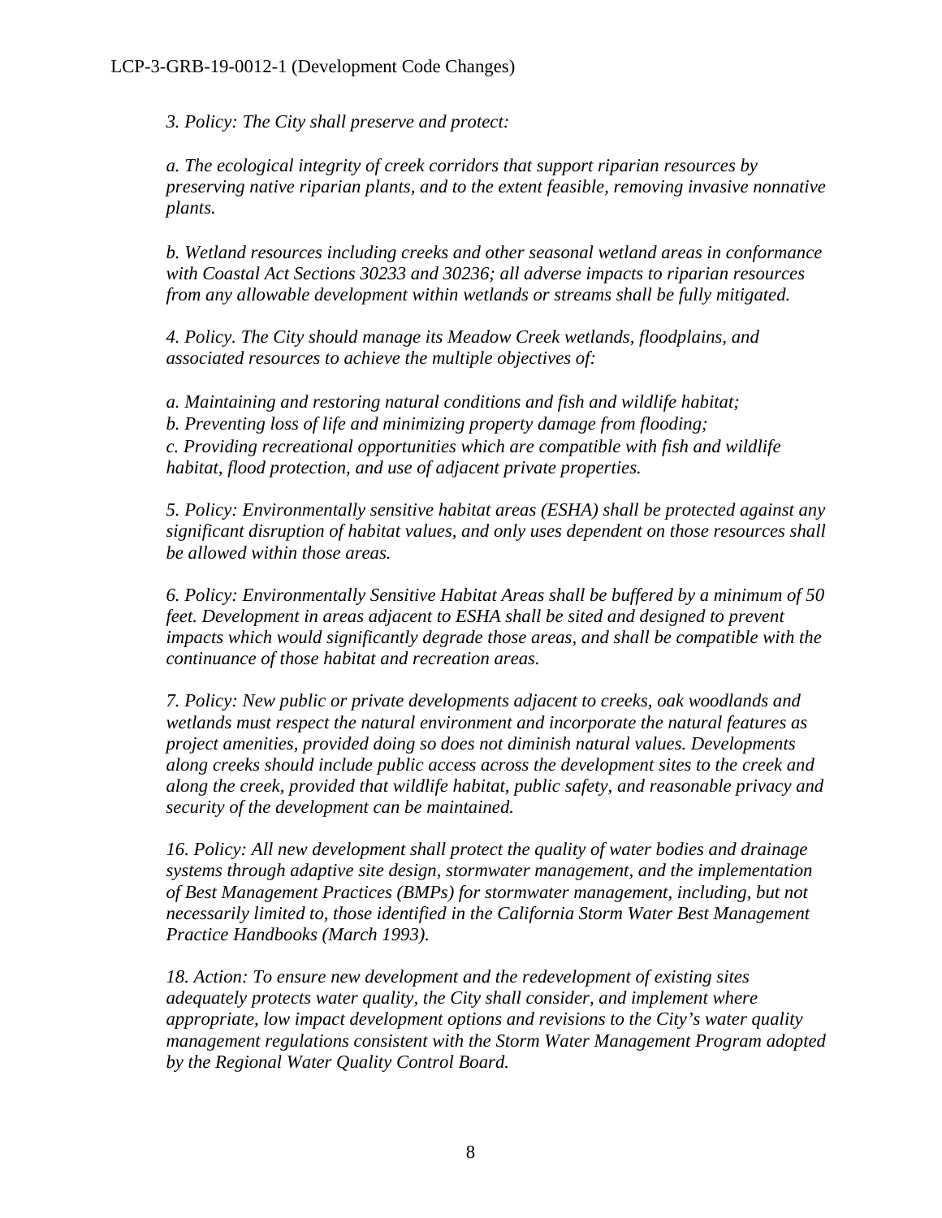*3. Policy: The City shall preserve and protect:*

*a. The ecological integrity of creek corridors that support riparian resources by preserving native riparian plants, and to the extent feasible, removing invasive nonnative plants.*

*b. Wetland resources including creeks and other seasonal wetland areas in conformance with Coastal Act Sections 30233 and 30236; all adverse impacts to riparian resources from any allowable development within wetlands or streams shall be fully mitigated.*

*4. Policy. The City should manage its Meadow Creek wetlands, floodplains, and associated resources to achieve the multiple objectives of:*

*a. Maintaining and restoring natural conditions and fish and wildlife habitat;*
*b. Preventing loss of life and minimizing property damage from flooding;*
*c. Providing recreational opportunities which are compatible with fish and wildlife habitat, flood protection, and use of adjacent private properties.*

*5. Policy: Environmentally sensitive habitat areas (ESHA) shall be protected against any significant disruption of habitat values, and only uses dependent on those resources shall be allowed within those areas.*

*6. Policy: Environmentally Sensitive Habitat Areas shall be buffered by a minimum of 50 feet. Development in areas adjacent to ESHA shall be sited and designed to prevent impacts which would significantly degrade those areas, and shall be compatible with the continuance of those habitat and recreation areas.*

*7. Policy: New public or private developments adjacent to creeks, oak woodlands and wetlands must respect the natural environment and incorporate the natural features as project amenities, provided doing so does not diminish natural values. Developments along creeks should include public access across the development sites to the creek and along the creek, provided that wildlife habitat, public safety, and reasonable privacy and security of the development can be maintained.*

*16. Policy: All new development shall protect the quality of water bodies and drainage systems through adaptive site design, stormwater management, and the implementation of Best Management Practices (BMPs) for stormwater management, including, but not necessarily limited to, those identified in the California Storm Water Best Management Practice Handbooks (March 1993).*

*18. Action: To ensure new development and the redevelopment of existing sites adequately protects water quality, the City shall consider, and implement where appropriate, low impact development options and revisions to the City's water quality management regulations consistent with the Storm Water Management Program adopted by the Regional Water Quality Control Board.*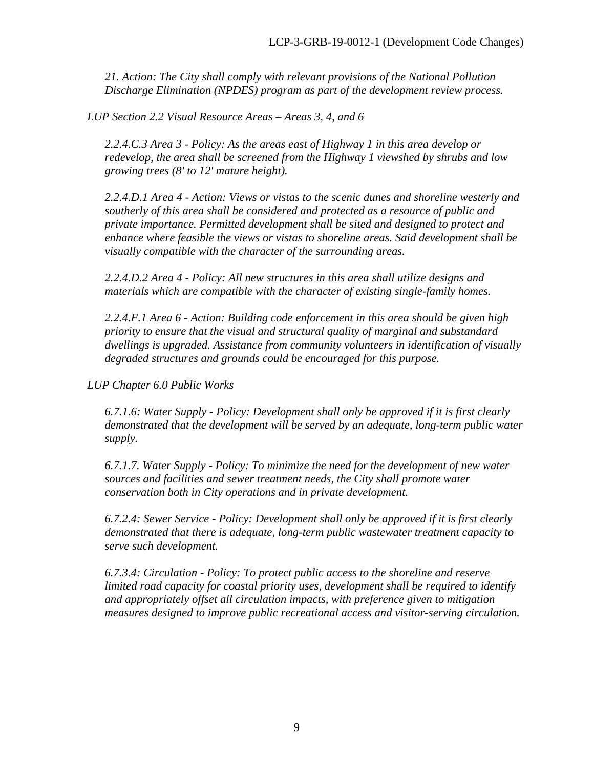*21. Action: The City shall comply with relevant provisions of the National Pollution Discharge Elimination (NPDES) program as part of the development review process.*

*LUP Section 2.2 Visual Resource Areas – Areas 3, 4, and 6*

*2.2.4.C.3 Area 3 - Policy: As the areas east of Highway 1 in this area develop or redevelop, the area shall be screened from the Highway 1 viewshed by shrubs and low growing trees (8' to 12' mature height).*

*2.2.4.D.1 Area 4 - Action: Views or vistas to the scenic dunes and shoreline westerly and southerly of this area shall be considered and protected as a resource of public and private importance. Permitted development shall be sited and designed to protect and enhance where feasible the views or vistas to shoreline areas. Said development shall be visually compatible with the character of the surrounding areas.*

*2.2.4.D.2 Area 4 - Policy: All new structures in this area shall utilize designs and materials which are compatible with the character of existing single-family homes.*

*2.2.4.F.1 Area 6 - Action: Building code enforcement in this area should be given high priority to ensure that the visual and structural quality of marginal and substandard dwellings is upgraded. Assistance from community volunteers in identification of visually degraded structures and grounds could be encouraged for this purpose.*

*LUP Chapter 6.0 Public Works*

*6.7.1.6: Water Supply - Policy: Development shall only be approved if it is first clearly demonstrated that the development will be served by an adequate, long-term public water supply.*

*6.7.1.7. Water Supply - Policy: To minimize the need for the development of new water sources and facilities and sewer treatment needs, the City shall promote water conservation both in City operations and in private development.*

*6.7.2.4: Sewer Service - Policy: Development shall only be approved if it is first clearly demonstrated that there is adequate, long-term public wastewater treatment capacity to serve such development.*

*6.7.3.4: Circulation - Policy: To protect public access to the shoreline and reserve limited road capacity for coastal priority uses, development shall be required to identify and appropriately offset all circulation impacts, with preference given to mitigation measures designed to improve public recreational access and visitor-serving circulation.*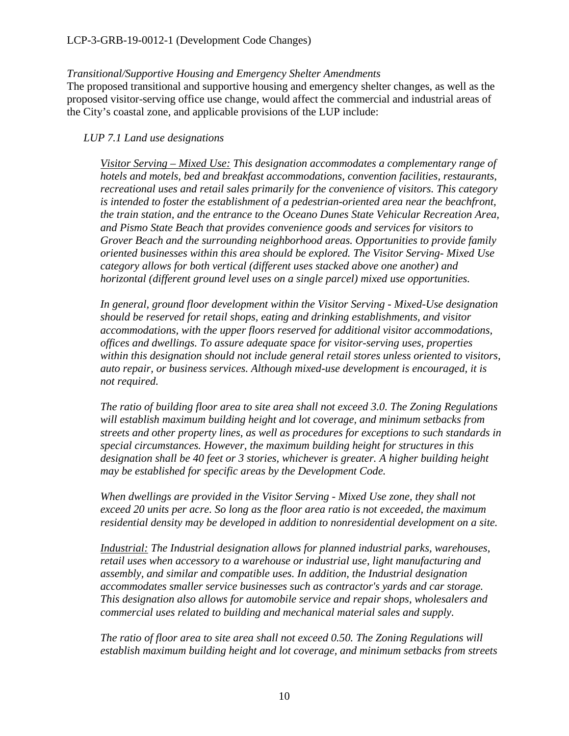*Transitional/Supportive Housing and Emergency Shelter Amendments*

The proposed transitional and supportive housing and emergency shelter changes, as well as the proposed visitor-serving office use change, would affect the commercial and industrial areas of the City's coastal zone, and applicable provisions of the LUP include:

*LUP 7.1 Land use designations*

> *Visitor Serving – Mixed Use: This designation accommodates a complementary range of hotels and motels, bed and breakfast accommodations, convention facilities, restaurants, recreational uses and retail sales primarily for the convenience of visitors. This category is intended to foster the establishment of a pedestrian-oriented area near the beachfront, the train station, and the entrance to the Oceano Dunes State Vehicular Recreation Area, and Pismo State Beach that provides convenience goods and services for visitors to Grover Beach and the surrounding neighborhood areas. Opportunities to provide family oriented businesses within this area should be explored. The Visitor Serving- Mixed Use category allows for both vertical (different uses stacked above one another) and horizontal (different ground level uses on a single parcel) mixed use opportunities.*
>
> *In general, ground floor development within the Visitor Serving - Mixed-Use designation should be reserved for retail shops, eating and drinking establishments, and visitor accommodations, with the upper floors reserved for additional visitor accommodations, offices and dwellings. To assure adequate space for visitor-serving uses, properties within this designation should not include general retail stores unless oriented to visitors, auto repair, or business services. Although mixed-use development is encouraged, it is not required.*
>
> *The ratio of building floor area to site area shall not exceed 3.0. The Zoning Regulations will establish maximum building height and lot coverage, and minimum setbacks from streets and other property lines, as well as procedures for exceptions to such standards in special circumstances. However, the maximum building height for structures in this designation shall be 40 feet or 3 stories, whichever is greater. A higher building height may be established for specific areas by the Development Code.*
>
> *When dwellings are provided in the Visitor Serving - Mixed Use zone, they shall not exceed 20 units per acre. So long as the floor area ratio is not exceeded, the maximum residential density may be developed in addition to nonresidential development on a site.*
>
> *Industrial: The Industrial designation allows for planned industrial parks, warehouses, retail uses when accessory to a warehouse or industrial use, light manufacturing and assembly, and similar and compatible uses. In addition, the Industrial designation accommodates smaller service businesses such as contractor's yards and car storage. This designation also allows for automobile service and repair shops, wholesalers and commercial uses related to building and mechanical material sales and supply.*
>
> *The ratio of floor area to site area shall not exceed 0.50. The Zoning Regulations will establish maximum building height and lot coverage, and minimum setbacks from streets*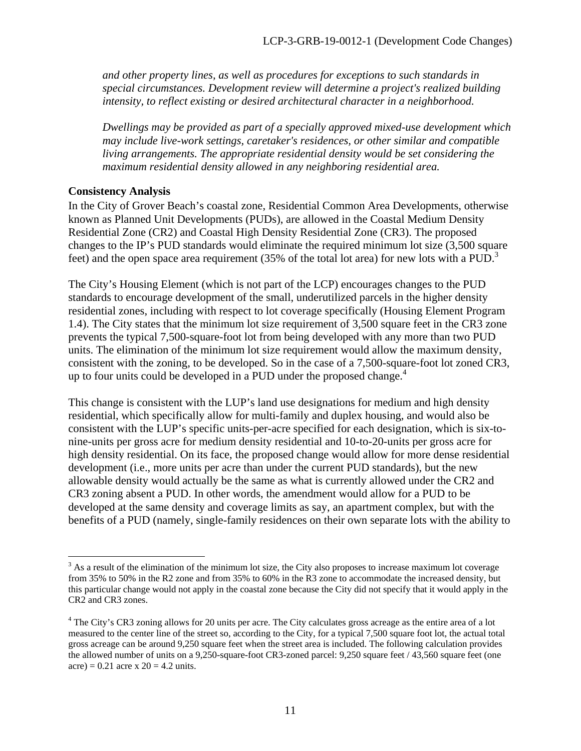*and other property lines, as well as procedures for exceptions to such standards in special circumstances. Development review will determine a project's realized building intensity, to reflect existing or desired architectural character in a neighborhood.*

*Dwellings may be provided as part of a specially approved mixed-use development which may include live-work settings, caretaker's residences, or other similar and compatible living arrangements. The appropriate residential density would be set considering the maximum residential density allowed in any neighboring residential area.*

**Consistency Analysis**

In the City of Grover Beach's coastal zone, Residential Common Area Developments, otherwise known as Planned Unit Developments (PUDs), are allowed in the Coastal Medium Density Residential Zone (CR2) and Coastal High Density Residential Zone (CR3). The proposed changes to the IP's PUD standards would eliminate the required minimum lot size (3,500 square feet) and the open space area requirement (35% of the total lot area) for new lots with a PUD.[3]

The City's Housing Element (which is not part of the LCP) encourages changes to the PUD standards to encourage development of the small, underutilized parcels in the higher density residential zones, including with respect to lot coverage specifically (Housing Element Program 1.4). The City states that the minimum lot size requirement of 3,500 square feet in the CR3 zone prevents the typical 7,500-square-foot lot from being developed with any more than two PUD units. The elimination of the minimum lot size requirement would allow the maximum density, consistent with the zoning, to be developed. So in the case of a 7,500-square-foot lot zoned CR3, up to four units could be developed in a PUD under the proposed change.[4]

This change is consistent with the LUP's land use designations for medium and high density residential, which specifically allow for multi-family and duplex housing, and would also be consistent with the LUP's specific units-per-acre specified for each designation, which is six-to-nine-units per gross acre for medium density residential and 10-to-20-units per gross acre for high density residential. On its face, the proposed change would allow for more dense residential development (i.e., more units per acre than under the current PUD standards), but the new allowable density would actually be the same as what is currently allowed under the CR2 and CR3 zoning absent a PUD. In other words, the amendment would allow for a PUD to be developed at the same density and coverage limits as say, an apartment complex, but with the benefits of a PUD (namely, single-family residences on their own separate lots with the ability to

---

[3] As a result of the elimination of the minimum lot size, the City also proposes to increase maximum lot coverage from 35% to 50% in the R2 zone and from 35% to 60% in the R3 zone to accommodate the increased density, but this particular change would not apply in the coastal zone because the City did not specify that it would apply in the CR2 and CR3 zones.

[4] The City's CR3 zoning allows for 20 units per acre. The City calculates gross acreage as the entire area of a lot measured to the center line of the street so, according to the City, for a typical 7,500 square foot lot, the actual total gross acreage can be around 9,250 square feet when the street area is included. The following calculation provides the allowed number of units on a 9,250-square-foot CR3-zoned parcel: 9,250 square feet / 43,560 square feet (one acre) = 0.21 acre x 20 = 4.2 units.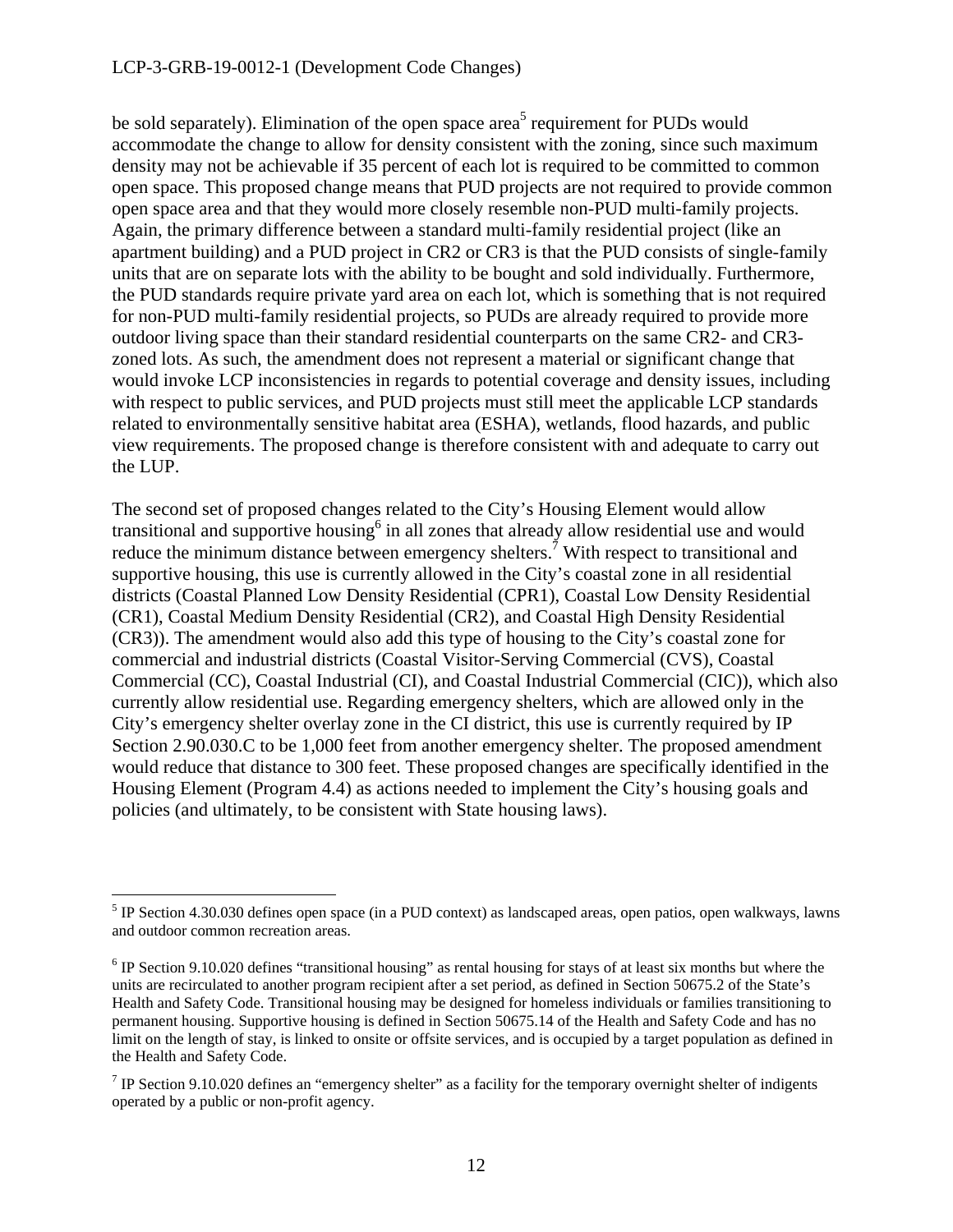be sold separately). Elimination of the open space area[5] requirement for PUDs would accommodate the change to allow for density consistent with the zoning, since such maximum density may not be achievable if 35 percent of each lot is required to be committed to common open space. This proposed change means that PUD projects are not required to provide common open space area and that they would more closely resemble non-PUD multi-family projects. Again, the primary difference between a standard multi-family residential project (like an apartment building) and a PUD project in CR2 or CR3 is that the PUD consists of single-family units that are on separate lots with the ability to be bought and sold individually. Furthermore, the PUD standards require private yard area on each lot, which is something that is not required for non-PUD multi-family residential projects, so PUDs are already required to provide more outdoor living space than their standard residential counterparts on the same CR2- and CR3-zoned lots. As such, the amendment does not represent a material or significant change that would invoke LCP inconsistencies in regards to potential coverage and density issues, including with respect to public services, and PUD projects must still meet the applicable LCP standards related to environmentally sensitive habitat area (ESHA), wetlands, flood hazards, and public view requirements. The proposed change is therefore consistent with and adequate to carry out the LUP.

The second set of proposed changes related to the City's Housing Element would allow transitional and supportive housing[6] in all zones that already allow residential use and would reduce the minimum distance between emergency shelters.[7] With respect to transitional and supportive housing, this use is currently allowed in the City's coastal zone in all residential districts (Coastal Planned Low Density Residential (CPR1), Coastal Low Density Residential (CR1), Coastal Medium Density Residential (CR2), and Coastal High Density Residential (CR3)). The amendment would also add this type of housing to the City's coastal zone for commercial and industrial districts (Coastal Visitor-Serving Commercial (CVS), Coastal Commercial (CC), Coastal Industrial (CI), and Coastal Industrial Commercial (CIC)), which also currently allow residential use. Regarding emergency shelters, which are allowed only in the City's emergency shelter overlay zone in the CI district, this use is currently required by IP Section 2.90.030.C to be 1,000 feet from another emergency shelter. The proposed amendment would reduce that distance to 300 feet. These proposed changes are specifically identified in the Housing Element (Program 4.4) as actions needed to implement the City's housing goals and policies (and ultimately, to be consistent with State housing laws).

---

[5] IP Section 4.30.030 defines open space (in a PUD context) as landscaped areas, open patios, open walkways, lawns and outdoor common recreation areas.

[6] IP Section 9.10.020 defines "transitional housing" as rental housing for stays of at least six months but where the units are recirculated to another program recipient after a set period, as defined in Section 50675.2 of the State's Health and Safety Code. Transitional housing may be designed for homeless individuals or families transitioning to permanent housing. Supportive housing is defined in Section 50675.14 of the Health and Safety Code and has no limit on the length of stay, is linked to onsite or offsite services, and is occupied by a target population as defined in the Health and Safety Code.

[7] IP Section 9.10.020 defines an "emergency shelter" as a facility for the temporary overnight shelter of indigents operated by a public or non-profit agency.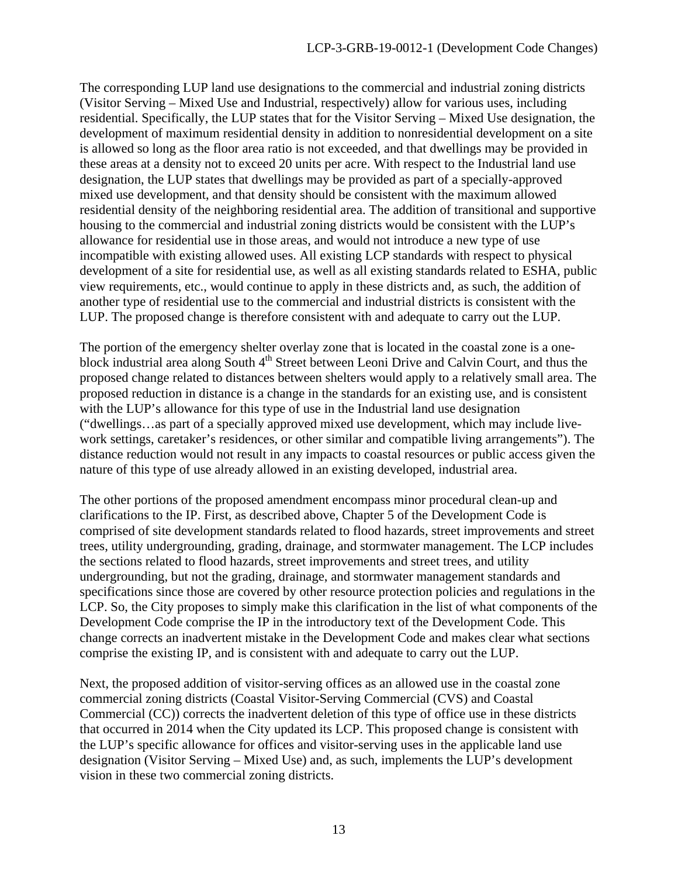The corresponding LUP land use designations to the commercial and industrial zoning districts (Visitor Serving – Mixed Use and Industrial, respectively) allow for various uses, including residential. Specifically, the LUP states that for the Visitor Serving – Mixed Use designation, the development of maximum residential density in addition to nonresidential development on a site is allowed so long as the floor area ratio is not exceeded, and that dwellings may be provided in these areas at a density not to exceed 20 units per acre. With respect to the Industrial land use designation, the LUP states that dwellings may be provided as part of a specially-approved mixed use development, and that density should be consistent with the maximum allowed residential density of the neighboring residential area. The addition of transitional and supportive housing to the commercial and industrial zoning districts would be consistent with the LUP's allowance for residential use in those areas, and would not introduce a new type of use incompatible with existing allowed uses. All existing LCP standards with respect to physical development of a site for residential use, as well as all existing standards related to ESHA, public view requirements, etc., would continue to apply in these districts and, as such, the addition of another type of residential use to the commercial and industrial districts is consistent with the LUP. The proposed change is therefore consistent with and adequate to carry out the LUP.

The portion of the emergency shelter overlay zone that is located in the coastal zone is a one-block industrial area along South 4th Street between Leoni Drive and Calvin Court, and thus the proposed change related to distances between shelters would apply to a relatively small area. The proposed reduction in distance is a change in the standards for an existing use, and is consistent with the LUP's allowance for this type of use in the Industrial land use designation ("dwellings…as part of a specially approved mixed use development, which may include live-work settings, caretaker's residences, or other similar and compatible living arrangements"). The distance reduction would not result in any impacts to coastal resources or public access given the nature of this type of use already allowed in an existing developed, industrial area.

The other portions of the proposed amendment encompass minor procedural clean-up and clarifications to the IP. First, as described above, Chapter 5 of the Development Code is comprised of site development standards related to flood hazards, street improvements and street trees, utility undergrounding, grading, drainage, and stormwater management. The LCP includes the sections related to flood hazards, street improvements and street trees, and utility undergrounding, but not the grading, drainage, and stormwater management standards and specifications since those are covered by other resource protection policies and regulations in the LCP. So, the City proposes to simply make this clarification in the list of what components of the Development Code comprise the IP in the introductory text of the Development Code. This change corrects an inadvertent mistake in the Development Code and makes clear what sections comprise the existing IP, and is consistent with and adequate to carry out the LUP.

Next, the proposed addition of visitor-serving offices as an allowed use in the coastal zone commercial zoning districts (Coastal Visitor-Serving Commercial (CVS) and Coastal Commercial (CC)) corrects the inadvertent deletion of this type of office use in these districts that occurred in 2014 when the City updated its LCP. This proposed change is consistent with the LUP's specific allowance for offices and visitor-serving uses in the applicable land use designation (Visitor Serving – Mixed Use) and, as such, implements the LUP's development vision in these two commercial zoning districts.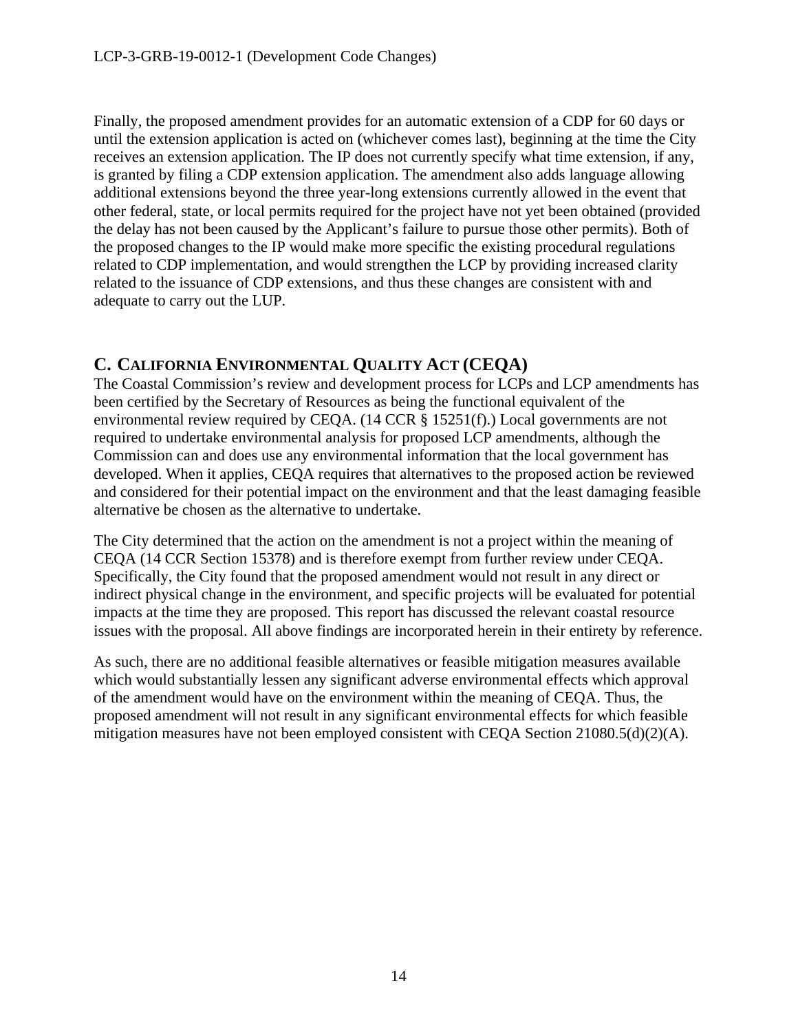Finally, the proposed amendment provides for an automatic extension of a CDP for 60 days or until the extension application is acted on (whichever comes last), beginning at the time the City receives an extension application. The IP does not currently specify what time extension, if any, is granted by filing a CDP extension application. The amendment also adds language allowing additional extensions beyond the three year-long extensions currently allowed in the event that other federal, state, or local permits required for the project have not yet been obtained (provided the delay has not been caused by the Applicant's failure to pursue those other permits). Both of the proposed changes to the IP would make more specific the existing procedural regulations related to CDP implementation, and would strengthen the LCP by providing increased clarity related to the issuance of CDP extensions, and thus these changes are consistent with and adequate to carry out the LUP.

## C. California Environmental Quality Act (CEQA)

The Coastal Commission's review and development process for LCPs and LCP amendments has been certified by the Secretary of Resources as being the functional equivalent of the environmental review required by CEQA. (14 CCR § 15251(f).) Local governments are not required to undertake environmental analysis for proposed LCP amendments, although the Commission can and does use any environmental information that the local government has developed. When it applies, CEQA requires that alternatives to the proposed action be reviewed and considered for their potential impact on the environment and that the least damaging feasible alternative be chosen as the alternative to undertake.

The City determined that the action on the amendment is not a project within the meaning of CEQA (14 CCR Section 15378) and is therefore exempt from further review under CEQA. Specifically, the City found that the proposed amendment would not result in any direct or indirect physical change in the environment, and specific projects will be evaluated for potential impacts at the time they are proposed. This report has discussed the relevant coastal resource issues with the proposal. All above findings are incorporated herein in their entirety by reference.

As such, there are no additional feasible alternatives or feasible mitigation measures available which would substantially lessen any significant adverse environmental effects which approval of the amendment would have on the environment within the meaning of CEQA. Thus, the proposed amendment will not result in any significant environmental effects for which feasible mitigation measures have not been employed consistent with CEQA Section 21080.5(d)(2)(A).